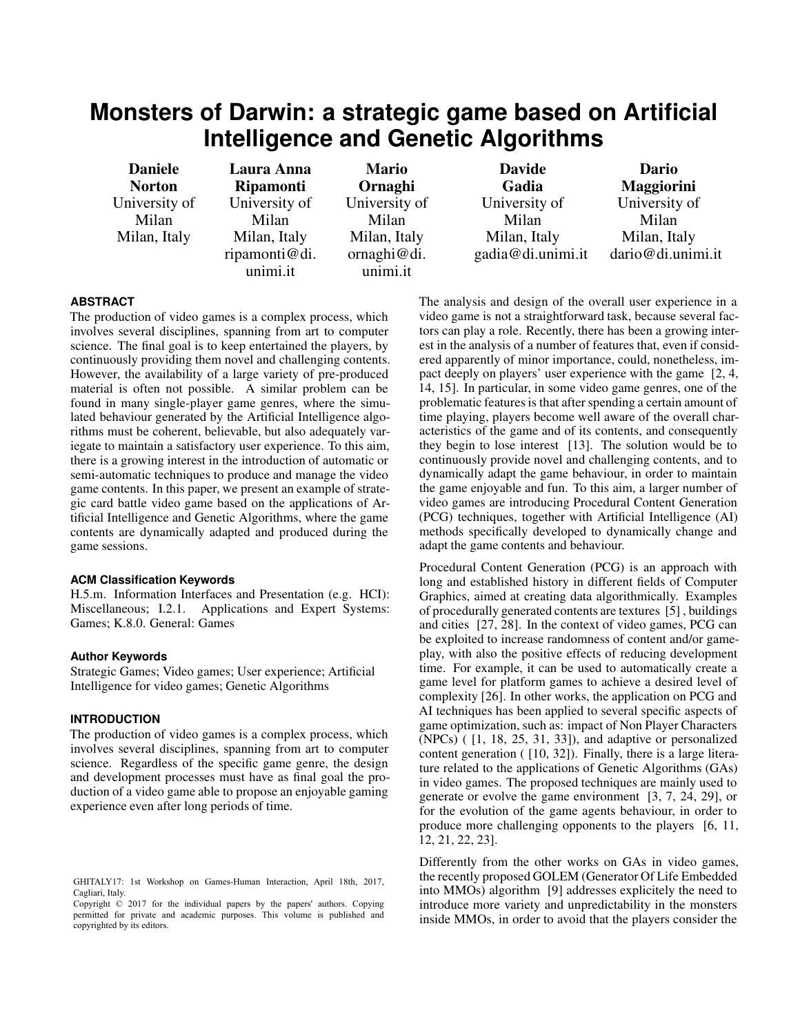# Monsters of Darwin: a strategic game based on Artificial Intelligence and Genetic Algorithms

**Daniele Norton**
University of Milan
Milan, Italy

**Laura Anna Ripamonti**
University of Milan
Milan, Italy
ripamonti@di.unimi.it

**Mario Ornaghi**
University of Milan
Milan, Italy
ornaghi@di.unimi.it

**Davide Gadia**
University of Milan
Milan, Italy
gadia@di.unimi.it

**Dario Maggiorini**
University of Milan
Milan, Italy
dario@di.unimi.it

## ABSTRACT

The production of video games is a complex process, which involves several disciplines, spanning from art to computer science. The final goal is to keep entertained the players, by continuously providing them novel and challenging contents. However, the availability of a large variety of pre-produced material is often not possible. A similar problem can be found in many single-player game genres, where the simulated behaviour generated by the Artificial Intelligence algorithms must be coherent, believable, but also adequately variegate to maintain a satisfactory user experience. To this aim, there is a growing interest in the introduction of automatic or semi-automatic techniques to produce and manage the video game contents. In this paper, we present an example of strategic card battle video game based on the applications of Artificial Intelligence and Genetic Algorithms, where the game contents are dynamically adapted and produced during the game sessions.

### ACM Classification Keywords

H.5.m. Information Interfaces and Presentation (e.g. HCI): Miscellaneous; I.2.1. Applications and Expert Systems: Games; K.8.0. General: Games

### Author Keywords

Strategic Games; Video games; User experience; Artificial Intelligence for video games; Genetic Algorithms

## INTRODUCTION

The production of video games is a complex process, which involves several disciplines, spanning from art to computer science. Regardless of the specific game genre, the design and development processes must have as final goal the production of a video game able to propose an enjoyable gaming experience even after long periods of time.

GHITALY17: 1st Workshop on Games-Human Interaction, April 18th, 2017, Cagliari, Italy.
Copyright © 2017 for the individual papers by the papers' authors. Copying permitted for private and academic purposes. This volume is published and copyrighted by its editors.

The analysis and design of the overall user experience in a video game is not a straightforward task, because several factors can play a role. Recently, there has been a growing interest in the analysis of a number of features that, even if considered apparently of minor importance, could, nonetheless, impact deeply on players' user experience with the game [2, 4, 14, 15]. In particular, in some video game genres, one of the problematic features is that after spending a certain amount of time playing, players become well aware of the overall characteristics of the game and of its contents, and consequently they begin to lose interest [13]. The solution would be to continuously provide novel and challenging contents, and to dynamically adapt the game behaviour, in order to maintain the game enjoyable and fun. To this aim, a larger number of video games are introducing Procedural Content Generation (PCG) techniques, together with Artificial Intelligence (AI) methods specifically developed to dynamically change and adapt the game contents and behaviour.

Procedural Content Generation (PCG) is an approach with long and established history in different fields of Computer Graphics, aimed at creating data algorithmically. Examples of procedurally generated contents are textures [5] , buildings and cities [27, 28]. In the context of video games, PCG can be exploited to increase randomness of content and/or gameplay, with also the positive effects of reducing development time. For example, it can be used to automatically create a game level for platform games to achieve a desired level of complexity [26]. In other works, the application on PCG and AI techniques has been applied to several specific aspects of game optimization, such as: impact of Non Player Characters (NPCs) ( [1, 18, 25, 31, 33]), and adaptive or personalized content generation ( [10, 32]). Finally, there is a large literature related to the applications of Genetic Algorithms (GAs) in video games. The proposed techniques are mainly used to generate or evolve the game environment [3, 7, 24, 29], or for the evolution of the game agents behaviour, in order to produce more challenging opponents to the players [6, 11, 12, 21, 22, 23].

Differently from the other works on GAs in video games, the recently proposed GOLEM (Generator Of Life Embedded into MMOs) algorithm [9] addresses explicitely the need to introduce more variety and unpredictability in the monsters inside MMOs, in order to avoid that the players consider the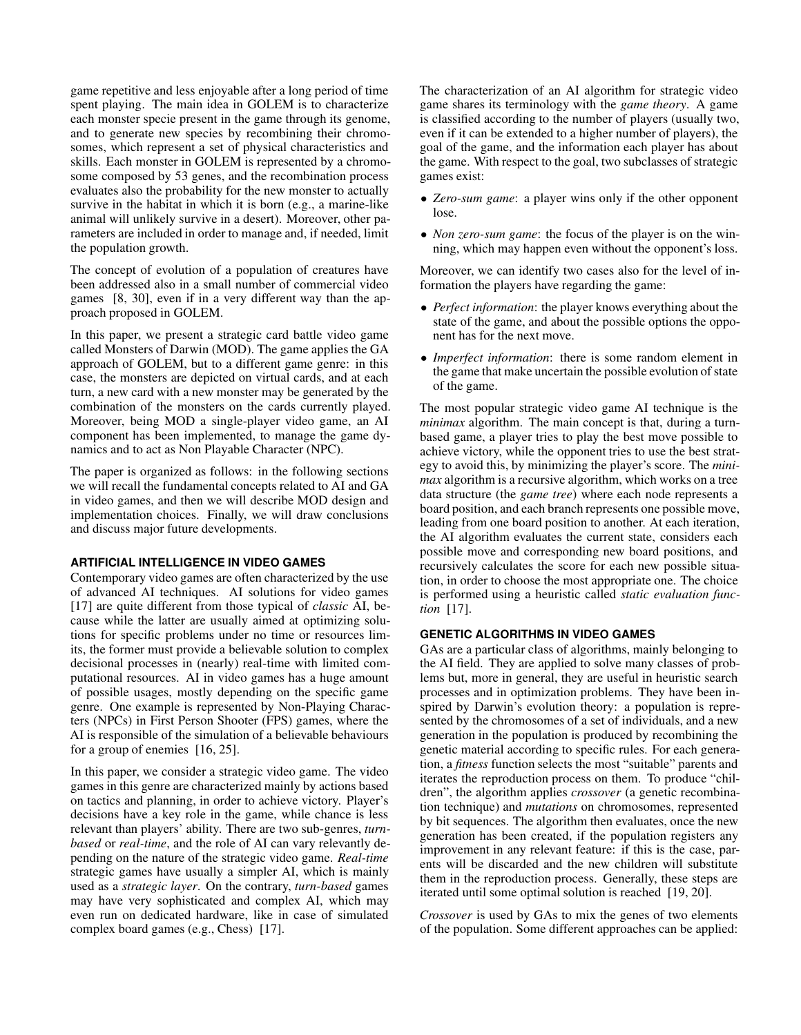game repetitive and less enjoyable after a long period of time spent playing. The main idea in GOLEM is to characterize each monster specie present in the game through its genome, and to generate new species by recombining their chromosomes, which represent a set of physical characteristics and skills. Each monster in GOLEM is represented by a chromosome composed by 53 genes, and the recombination process evaluates also the probability for the new monster to actually survive in the habitat in which it is born (e.g., a marine-like animal will unlikely survive in a desert). Moreover, other parameters are included in order to manage and, if needed, limit the population growth.

The concept of evolution of a population of creatures have been addressed also in a small number of commercial video games [8, 30], even if in a very different way than the approach proposed in GOLEM.

In this paper, we present a strategic card battle video game called Monsters of Darwin (MOD). The game applies the GA approach of GOLEM, but to a different game genre: in this case, the monsters are depicted on virtual cards, and at each turn, a new card with a new monster may be generated by the combination of the monsters on the cards currently played. Moreover, being MOD a single-player video game, an AI component has been implemented, to manage the game dynamics and to act as Non Playable Character (NPC).

The paper is organized as follows: in the following sections we will recall the fundamental concepts related to AI and GA in video games, and then we will describe MOD design and implementation choices. Finally, we will draw conclusions and discuss major future developments.

## ARTIFICIAL INTELLIGENCE IN VIDEO GAMES

Contemporary video games are often characterized by the use of advanced AI techniques. AI solutions for video games [17] are quite different from those typical of *classic* AI, because while the latter are usually aimed at optimizing solutions for specific problems under no time or resources limits, the former must provide a believable solution to complex decisional processes in (nearly) real-time with limited computational resources. AI in video games has a huge amount of possible usages, mostly depending on the specific game genre. One example is represented by Non-Playing Characters (NPCs) in First Person Shooter (FPS) games, where the AI is responsible of the simulation of a believable behaviours for a group of enemies [16, 25].

In this paper, we consider a strategic video game. The video games in this genre are characterized mainly by actions based on tactics and planning, in order to achieve victory. Player's decisions have a key role in the game, while chance is less relevant than players' ability. There are two sub-genres, *turn-based* or *real-time*, and the role of AI can vary relevantly depending on the nature of the strategic video game. *Real-time* strategic games have usually a simpler AI, which is mainly used as a *strategic layer*. On the contrary, *turn-based* games may have very sophisticated and complex AI, which may even run on dedicated hardware, like in case of simulated complex board games (e.g., Chess) [17].

The characterization of an AI algorithm for strategic video game shares its terminology with the *game theory*. A game is classified according to the number of players (usually two, even if it can be extended to a higher number of players), the goal of the game, and the information each player has about the game. With respect to the goal, two subclasses of strategic games exist:

- *Zero-sum game*: a player wins only if the other opponent lose.
- *Non zero-sum game*: the focus of the player is on the winning, which may happen even without the opponent's loss.

Moreover, we can identify two cases also for the level of information the players have regarding the game:

- *Perfect information*: the player knows everything about the state of the game, and about the possible options the opponent has for the next move.
- *Imperfect information*: there is some random element in the game that make uncertain the possible evolution of state of the game.

The most popular strategic video game AI technique is the *minimax* algorithm. The main concept is that, during a turn-based game, a player tries to play the best move possible to achieve victory, while the opponent tries to use the best strategy to avoid this, by minimizing the player's score. The *minimax* algorithm is a recursive algorithm, which works on a tree data structure (the *game tree*) where each node represents a board position, and each branch represents one possible move, leading from one board position to another. At each iteration, the AI algorithm evaluates the current state, considers each possible move and corresponding new board positions, and recursively calculates the score for each new possible situation, in order to choose the most appropriate one. The choice is performed using a heuristic called *static evaluation function* [17].

## GENETIC ALGORITHMS IN VIDEO GAMES

GAs are a particular class of algorithms, mainly belonging to the AI field. They are applied to solve many classes of problems but, more in general, they are useful in heuristic search processes and in optimization problems. They have been inspired by Darwin's evolution theory: a population is represented by the chromosomes of a set of individuals, and a new generation in the population is produced by recombining the genetic material according to specific rules. For each generation, a *fitness* function selects the most "suitable" parents and iterates the reproduction process on them. To produce "children", the algorithm applies *crossover* (a genetic recombination technique) and *mutations* on chromosomes, represented by bit sequences. The algorithm then evaluates, once the new generation has been created, if the population registers any improvement in any relevant feature: if this is the case, parents will be discarded and the new children will substitute them in the reproduction process. Generally, these steps are iterated until some optimal solution is reached [19, 20].

*Crossover* is used by GAs to mix the genes of two elements of the population. Some different approaches can be applied: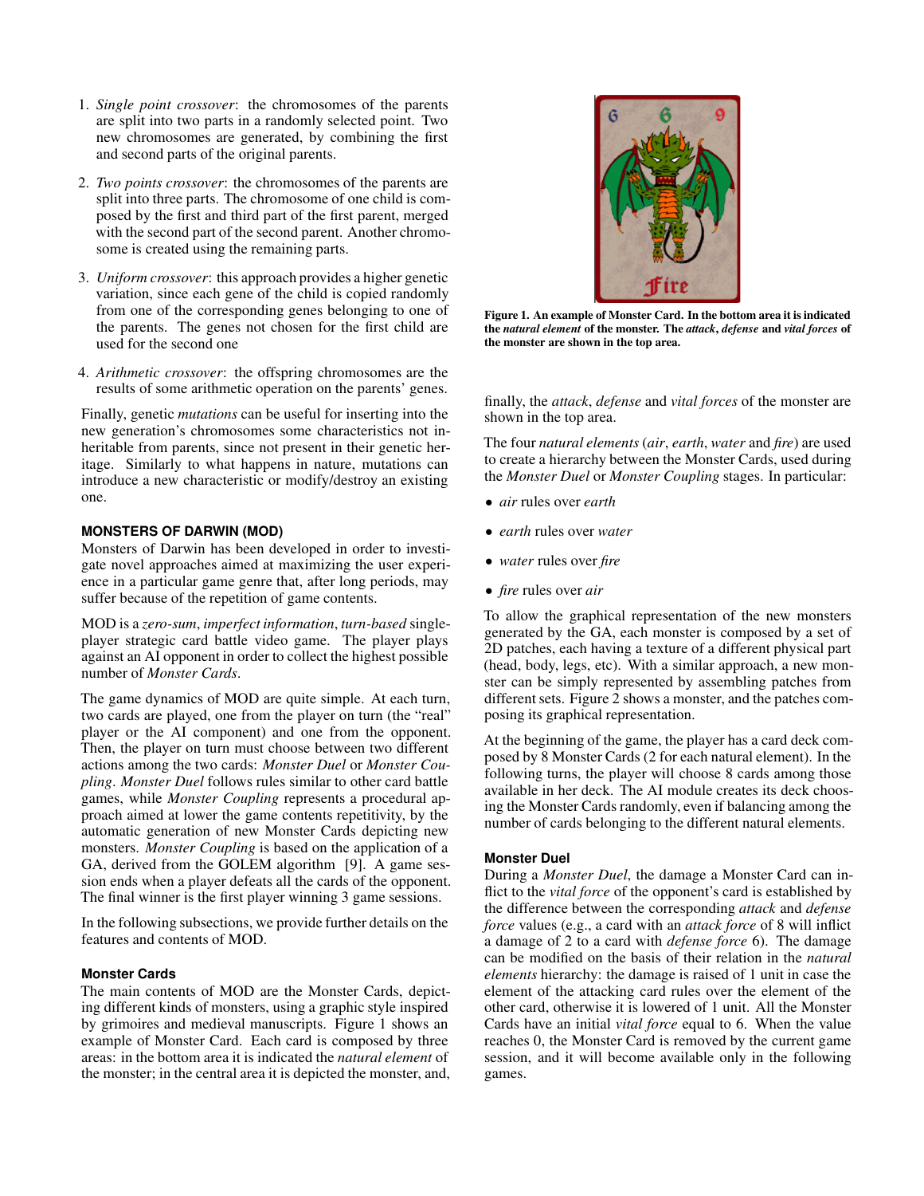1. *Single point crossover*: the chromosomes of the parents are split into two parts in a randomly selected point. Two new chromosomes are generated, by combining the first and second parts of the original parents.

2. *Two points crossover*: the chromosomes of the parents are split into three parts. The chromosome of one child is composed by the first and third part of the first parent, merged with the second part of the second parent. Another chromosome is created using the remaining parts.

3. *Uniform crossover*: this approach provides a higher genetic variation, since each gene of the child is copied randomly from one of the corresponding genes belonging to one of the parents. The genes not chosen for the first child are used for the second one

4. *Arithmetic crossover*: the offspring chromosomes are the results of some arithmetic operation on the parents' genes.

Finally, genetic *mutations* can be useful for inserting into the new generation's chromosomes some characteristics not inheritable from parents, since not present in their genetic heritage. Similarly to what happens in nature, mutations can introduce a new characteristic or modify/destroy an existing one.

## MONSTERS OF DARWIN (MOD)

Monsters of Darwin has been developed in order to investigate novel approaches aimed at maximizing the user experience in a particular game genre that, after long periods, may suffer because of the repetition of game contents.

MOD is a *zero-sum*, *imperfect information*, *turn-based* single-player strategic card battle video game. The player plays against an AI opponent in order to collect the highest possible number of *Monster Cards*.

The game dynamics of MOD are quite simple. At each turn, two cards are played, one from the player on turn (the "real" player or the AI component) and one from the opponent. Then, the player on turn must choose between two different actions among the two cards: *Monster Duel* or *Monster Coupling*. *Monster Duel* follows rules similar to other card battle games, while *Monster Coupling* represents a procedural approach aimed at lower the game contents repetitivity, by the automatic generation of new Monster Cards depicting new monsters. *Monster Coupling* is based on the application of a GA, derived from the GOLEM algorithm [9]. A game session ends when a player defeats all the cards of the opponent. The final winner is the first player winning 3 game sessions.

In the following subsections, we provide further details on the features and contents of MOD.

### Monster Cards

The main contents of MOD are the Monster Cards, depicting different kinds of monsters, using a graphic style inspired by grimoires and medieval manuscripts. Figure 1 shows an example of Monster Card. Each card is composed by three areas: in the bottom area it is indicated the *natural element* of the monster; in the central area it is depicted the monster, and, finally, the *attack*, *defense* and *vital forces* of the monster are shown in the top area.

**Figure 1. An example of Monster Card. In the bottom area it is indicated the *natural element* of the monster. The *attack*, *defense* and *vital forces* of the monster are shown in the top area.**

The four *natural elements* (*air*, *earth*, *water* and *fire*) are used to create a hierarchy between the Monster Cards, used during the *Monster Duel* or *Monster Coupling* stages. In particular:

- *air* rules over *earth*
- *earth* rules over *water*
- *water* rules over *fire*
- *fire* rules over *air*

To allow the graphical representation of the new monsters generated by the GA, each monster is composed by a set of 2D patches, each having a texture of a different physical part (head, body, legs, etc). With a similar approach, a new monster can be simply represented by assembling patches from different sets. Figure 2 shows a monster, and the patches composing its graphical representation.

At the beginning of the game, the player has a card deck composed by 8 Monster Cards (2 for each natural element). In the following turns, the player will choose 8 cards among those available in her deck. The AI module creates its deck choosing the Monster Cards randomly, even if balancing among the number of cards belonging to the different natural elements.

### Monster Duel

During a *Monster Duel*, the damage a Monster Card can inflict to the *vital force* of the opponent's card is established by the difference between the corresponding *attack* and *defense force* values (e.g., a card with an *attack force* of 8 will inflict a damage of 2 to a card with *defense force* 6). The damage can be modified on the basis of their relation in the *natural elements* hierarchy: the damage is raised of 1 unit in case the element of the attacking card rules over the element of the other card, otherwise it is lowered of 1 unit. All the Monster Cards have an initial *vital force* equal to 6. When the value reaches 0, the Monster Card is removed by the current game session, and it will become available only in the following games.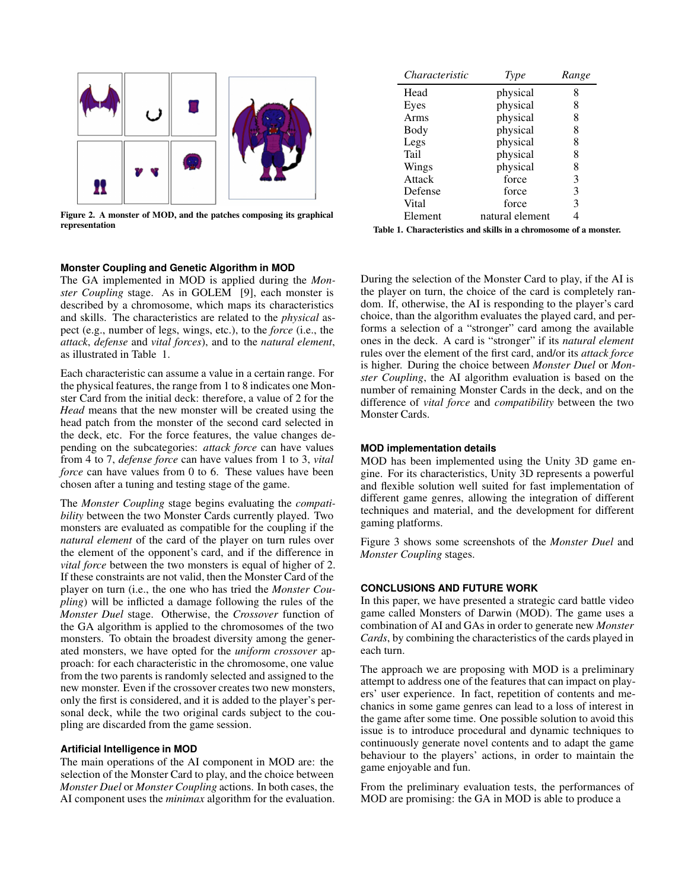Figure 2. A monster of MOD, and the patches composing its graphical representation

| *Characteristic* | *Type* | *Range* |
|---|---|---|
| Head | physical | 8 |
| Eyes | physical | 8 |
| Arms | physical | 8 |
| Body | physical | 8 |
| Legs | physical | 8 |
| Tail | physical | 8 |
| Wings | physical | 8 |
| Attack | force | 3 |
| Defense | force | 3 |
| Vital | force | 3 |
| Element | natural element | 4 |

Table 1. Characteristics and skills in a chromosome of a monster.

### Monster Coupling and Genetic Algorithm in MOD

The GA implemented in MOD is applied during the *Monster Coupling* stage. As in GOLEM [9], each monster is described by a chromosome, which maps its characteristics and skills. The characteristics are related to the *physical* aspect (e.g., number of legs, wings, etc.), to the *force* (i.e., the *attack*, *defense* and *vital forces*), and to the *natural element*, as illustrated in Table 1.

Each characteristic can assume a value in a certain range. For the physical features, the range from 1 to 8 indicates one Monster Card from the initial deck: therefore, a value of 2 for the *Head* means that the new monster will be created using the head patch from the monster of the second card selected in the deck, etc. For the force features, the value changes depending on the subcategories: *attack force* can have values from 4 to 7, *defense force* can have values from 1 to 3, *vital force* can have values from 0 to 6. These values have been chosen after a tuning and testing stage of the game.

The *Monster Coupling* stage begins evaluating the *compatibility* between the two Monster Cards currently played. Two monsters are evaluated as compatible for the coupling if the *natural element* of the card of the player on turn rules over the element of the opponent's card, and if the difference in *vital force* between the two monsters is equal of higher of 2. If these constraints are not valid, then the Monster Card of the player on turn (i.e., the one who has tried the *Monster Coupling*) will be inflicted a damage following the rules of the *Monster Duel* stage. Otherwise, the *Crossover* function of the GA algorithm is applied to the chromosomes of the two monsters. To obtain the broadest diversity among the generated monsters, we have opted for the *uniform crossover* approach: for each characteristic in the chromosome, one value from the two parents is randomly selected and assigned to the new monster. Even if the crossover creates two new monsters, only the first is considered, and it is added to the player's personal deck, while the two original cards subject to the coupling are discarded from the game session.

### Artificial Intelligence in MOD

The main operations of the AI component in MOD are: the selection of the Monster Card to play, and the choice between *Monster Duel* or *Monster Coupling* actions. In both cases, the AI component uses the *minimax* algorithm for the evaluation.

During the selection of the Monster Card to play, if the AI is the player on turn, the choice of the card is completely random. If, otherwise, the AI is responding to the player's card choice, than the algorithm evaluates the played card, and performs a selection of a "stronger" card among the available ones in the deck. A card is "stronger" if its *natural element* rules over the element of the first card, and/or its *attack force* is higher. During the choice between *Monster Duel* or *Monster Coupling*, the AI algorithm evaluation is based on the number of remaining Monster Cards in the deck, and on the difference of *vital force* and *compatibility* between the two Monster Cards.

### MOD implementation details

MOD has been implemented using the Unity 3D game engine. For its characteristics, Unity 3D represents a powerful and flexible solution well suited for fast implementation of different game genres, allowing the integration of different techniques and material, and the development for different gaming platforms.

Figure 3 shows some screenshots of the *Monster Duel* and *Monster Coupling* stages.

## CONCLUSIONS AND FUTURE WORK

In this paper, we have presented a strategic card battle video game called Monsters of Darwin (MOD). The game uses a combination of AI and GAs in order to generate new *Monster Cards*, by combining the characteristics of the cards played in each turn.

The approach we are proposing with MOD is a preliminary attempt to address one of the features that can impact on players' user experience. In fact, repetition of contents and mechanics in some game genres can lead to a loss of interest in the game after some time. One possible solution to avoid this issue is to introduce procedural and dynamic techniques to continuously generate novel contents and to adapt the game behaviour to the players' actions, in order to maintain the game enjoyable and fun.

From the preliminary evaluation tests, the performances of MOD are promising: the GA in MOD is able to produce a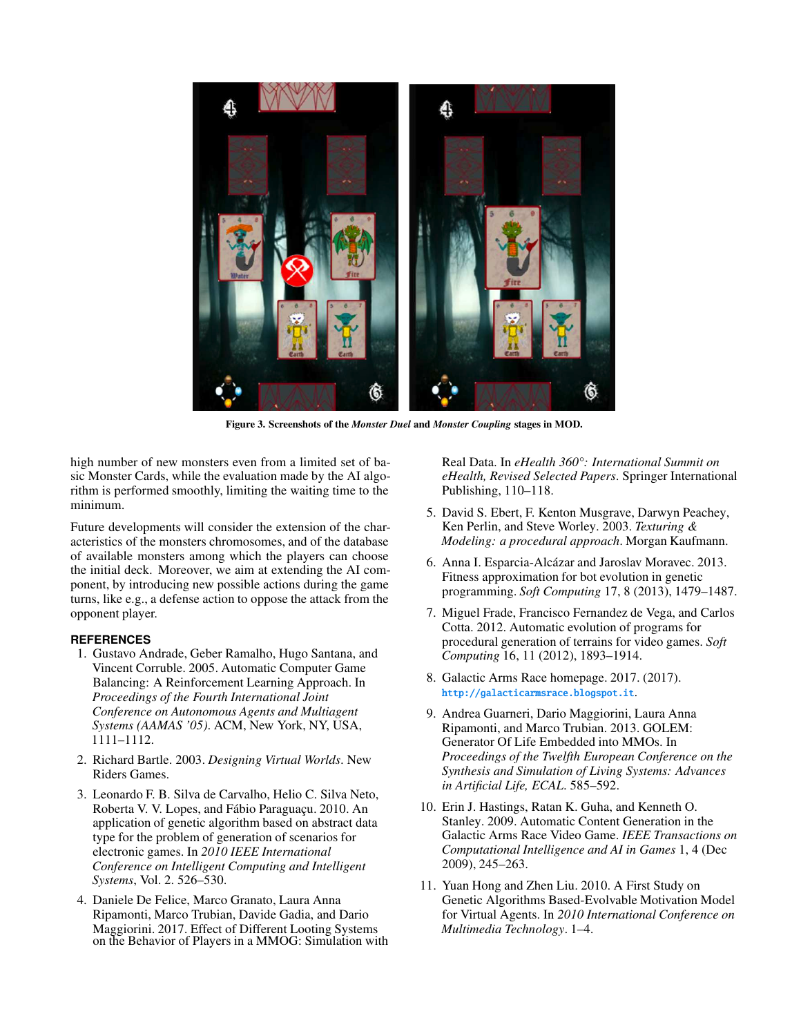**Figure 3. Screenshots of the *Monster Duel* and *Monster Coupling* stages in MOD.**

high number of new monsters even from a limited set of basic Monster Cards, while the evaluation made by the AI algorithm is performed smoothly, limiting the waiting time to the minimum.

Future developments will consider the extension of the characteristics of the monsters chromosomes, and of the database of available monsters among which the players can choose the initial deck. Moreover, we aim at extending the AI component, by introducing new possible actions during the game turns, like e.g., a defense action to oppose the attack from the opponent player.

## REFERENCES

1. Gustavo Andrade, Geber Ramalho, Hugo Santana, and Vincent Corruble. 2005. Automatic Computer Game Balancing: A Reinforcement Learning Approach. In *Proceedings of the Fourth International Joint Conference on Autonomous Agents and Multiagent Systems (AAMAS '05)*. ACM, New York, NY, USA, 1111–1112.
2. Richard Bartle. 2003. *Designing Virtual Worlds*. New Riders Games.
3. Leonardo F. B. Silva de Carvalho, Helio C. Silva Neto, Roberta V. V. Lopes, and Fábio Paraguaçu. 2010. An application of genetic algorithm based on abstract data type for the problem of generation of scenarios for electronic games. In *2010 IEEE International Conference on Intelligent Computing and Intelligent Systems*, Vol. 2. 526–530.
4. Daniele De Felice, Marco Granato, Laura Anna Ripamonti, Marco Trubian, Davide Gadia, and Dario Maggiorini. 2017. Effect of Different Looting Systems on the Behavior of Players in a MMOG: Simulation with Real Data. In *eHealth 360°: International Summit on eHealth, Revised Selected Papers*. Springer International Publishing, 110–118.
5. David S. Ebert, F. Kenton Musgrave, Darwyn Peachey, Ken Perlin, and Steve Worley. 2003. *Texturing & Modeling: a procedural approach*. Morgan Kaufmann.
6. Anna I. Esparcia-Alcázar and Jaroslav Moravec. 2013. Fitness approximation for bot evolution in genetic programming. *Soft Computing* 17, 8 (2013), 1479–1487.
7. Miguel Frade, Francisco Fernandez de Vega, and Carlos Cotta. 2012. Automatic evolution of programs for procedural generation of terrains for video games. *Soft Computing* 16, 11 (2012), 1893–1914.
8. Galactic Arms Race homepage. 2017. (2017). http://galacticarmsrace.blogspot.it.
9. Andrea Guarneri, Dario Maggiorini, Laura Anna Ripamonti, and Marco Trubian. 2013. GOLEM: Generator Of Life Embedded into MMOs. In *Proceedings of the Twelfth European Conference on the Synthesis and Simulation of Living Systems: Advances in Artificial Life, ECAL*. 585–592.
10. Erin J. Hastings, Ratan K. Guha, and Kenneth O. Stanley. 2009. Automatic Content Generation in the Galactic Arms Race Video Game. *IEEE Transactions on Computational Intelligence and AI in Games* 1, 4 (Dec 2009), 245–263.
11. Yuan Hong and Zhen Liu. 2010. A First Study on Genetic Algorithms Based-Evolvable Motivation Model for Virtual Agents. In *2010 International Conference on Multimedia Technology*. 1–4.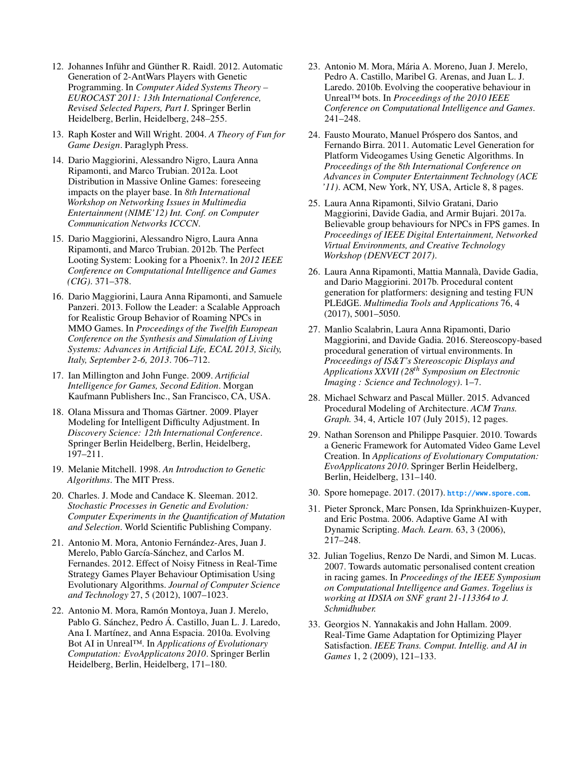12. Johannes Inführ and Günther R. Raidl. 2012. Automatic Generation of 2-AntWars Players with Genetic Programming. In *Computer Aided Systems Theory – EUROCAST 2011: 13th International Conference, Revised Selected Papers, Part I*. Springer Berlin Heidelberg, Berlin, Heidelberg, 248–255.

13. Raph Koster and Will Wright. 2004. *A Theory of Fun for Game Design*. Paraglyph Press.

14. Dario Maggiorini, Alessandro Nigro, Laura Anna Ripamonti, and Marco Trubian. 2012a. Loot Distribution in Massive Online Games: foreseeing impacts on the player base. In *8th International Workshop on Networking Issues in Multimedia Entertainment (NIME'12) Int. Conf. on Computer Communication Networks ICCCN*.

15. Dario Maggiorini, Alessandro Nigro, Laura Anna Ripamonti, and Marco Trubian. 2012b. The Perfect Looting System: Looking for a Phoenix?. In *2012 IEEE Conference on Computational Intelligence and Games (CIG)*. 371–378.

16. Dario Maggiorini, Laura Anna Ripamonti, and Samuele Panzeri. 2013. Follow the Leader: a Scalable Approach for Realistic Group Behavior of Roaming NPCs in MMO Games. In *Proceedings of the Twelfth European Conference on the Synthesis and Simulation of Living Systems: Advances in Artificial Life, ECAL 2013, Sicily, Italy, September 2-6, 2013*. 706–712.

17. Ian Millington and John Funge. 2009. *Artificial Intelligence for Games, Second Edition*. Morgan Kaufmann Publishers Inc., San Francisco, CA, USA.

18. Olana Missura and Thomas Gärtner. 2009. Player Modeling for Intelligent Difficulty Adjustment. In *Discovery Science: 12th International Conference*. Springer Berlin Heidelberg, Berlin, Heidelberg, 197–211.

19. Melanie Mitchell. 1998. *An Introduction to Genetic Algorithms*. The MIT Press.

20. Charles. J. Mode and Candace K. Sleeman. 2012. *Stochastic Processes in Genetic and Evolution: Computer Experiments in the Quantification of Mutation and Selection*. World Scientific Publishing Company.

21. Antonio M. Mora, Antonio Fernández-Ares, Juan J. Merelo, Pablo García-Sánchez, and Carlos M. Fernandes. 2012. Effect of Noisy Fitness in Real-Time Strategy Games Player Behaviour Optimisation Using Evolutionary Algorithms. *Journal of Computer Science and Technology* 27, 5 (2012), 1007–1023.

22. Antonio M. Mora, Ramón Montoya, Juan J. Merelo, Pablo G. Sánchez, Pedro Á. Castillo, Juan L. J. Laredo, Ana I. Martínez, and Anna Espacia. 2010a. Evolving Bot AI in Unreal™. In *Applications of Evolutionary Computation: EvoApplicatons 2010*. Springer Berlin Heidelberg, Berlin, Heidelberg, 171–180.

23. Antonio M. Mora, Mária A. Moreno, Juan J. Merelo, Pedro A. Castillo, Maribel G. Arenas, and Juan L. J. Laredo. 2010b. Evolving the cooperative behaviour in Unreal™ bots. In *Proceedings of the 2010 IEEE Conference on Computational Intelligence and Games*. 241–248.

24. Fausto Mourato, Manuel Próspero dos Santos, and Fernando Birra. 2011. Automatic Level Generation for Platform Videogames Using Genetic Algorithms. In *Proceedings of the 8th International Conference on Advances in Computer Entertainment Technology (ACE '11)*. ACM, New York, NY, USA, Article 8, 8 pages.

25. Laura Anna Ripamonti, Silvio Gratani, Dario Maggiorini, Davide Gadia, and Armir Bujari. 2017a. Believable group behaviours for NPCs in FPS games. In *Proceedings of IEEE Digital Entertainment, Networked Virtual Environments, and Creative Technology Workshop (DENVECT 2017)*.

26. Laura Anna Ripamonti, Mattia Mannalà, Davide Gadia, and Dario Maggiorini. 2017b. Procedural content generation for platformers: designing and testing FUN PLEdGE. *Multimedia Tools and Applications* 76, 4 (2017), 5001–5050.

27. Manlio Scalabrin, Laura Anna Ripamonti, Dario Maggiorini, and Davide Gadia. 2016. Stereoscopy-based procedural generation of virtual environments. In *Proceedings of IS&T's Stereoscopic Displays and Applications XXVII (28th Symposium on Electronic Imaging : Science and Technology)*. 1–7.

28. Michael Schwarz and Pascal Müller. 2015. Advanced Procedural Modeling of Architecture. *ACM Trans. Graph.* 34, 4, Article 107 (July 2015), 12 pages.

29. Nathan Sorenson and Philippe Pasquier. 2010. Towards a Generic Framework for Automated Video Game Level Creation. In *Applications of Evolutionary Computation: EvoApplicatons 2010*. Springer Berlin Heidelberg, Berlin, Heidelberg, 131–140.

30. Spore homepage. 2017. (2017). http://www.spore.com.

31. Pieter Spronck, Marc Ponsen, Ida Sprinkhuizen-Kuyper, and Eric Postma. 2006. Adaptive Game AI with Dynamic Scripting. *Mach. Learn.* 63, 3 (2006), 217–248.

32. Julian Togelius, Renzo De Nardi, and Simon M. Lucas. 2007. Towards automatic personalised content creation in racing games. In *Proceedings of the IEEE Symposium on Computational Intelligence and Games. Togelius is working at IDSIA on SNF grant 21-113364 to J. Schmidhuber.*

33. Georgios N. Yannakakis and John Hallam. 2009. Real-Time Game Adaptation for Optimizing Player Satisfaction. *IEEE Trans. Comput. Intellig. and AI in Games* 1, 2 (2009), 121–133.